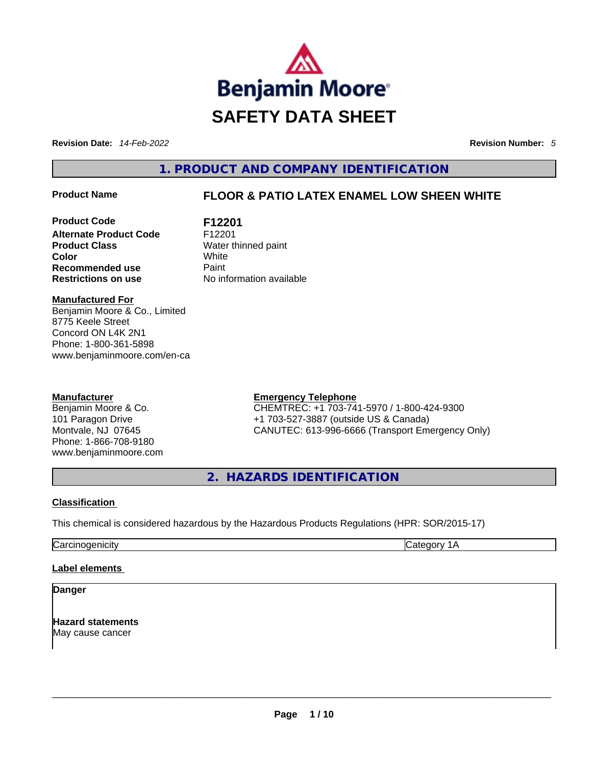# SAFETY DATA SHEET

**Revision Date:** *14-Feb-2022* **Revision Number:** *5*

## 1. PRODUCT AND COMPANY IDENTIFICATION

**Product Name** **FLOOR & PATIO LATEX ENAMEL LOW SHEEN WHITE**

| | |
|---|---|
| **Product Code** | **F12201** |
| **Alternate Product Code** | F12201 |
| **Product Class** | Water thinned paint |
| **Color** | White |
| **Recommended use** | Paint |
| **Restrictions on use** | No information available |

**Manufactured For**
Benjamin Moore & Co., Limited
8775 Keele Street
Concord ON L4K 2N1
Phone: 1-800-361-5898
www.benjaminmoore.com/en-ca

**Manufacturer**
Benjamin Moore & Co.
101 Paragon Drive
Montvale, NJ 07645
Phone: 1-866-708-9180
www.benjaminmoore.com

**Emergency Telephone**
CHEMTREC: +1 703-741-5970 / 1-800-424-9300
+1 703-527-3887 (outside US & Canada)
CANUTEC: 613-996-6666 (Transport Emergency Only)

## 2. HAZARDS IDENTIFICATION

**Classification**

This chemical is considered hazardous by the Hazardous Products Regulations (HPR: SOR/2015-17)

| | |
|---|---|
| Carcinogenicity | Category 1A |

**Label elements**

**Danger**

**Hazard statements**
May cause cancer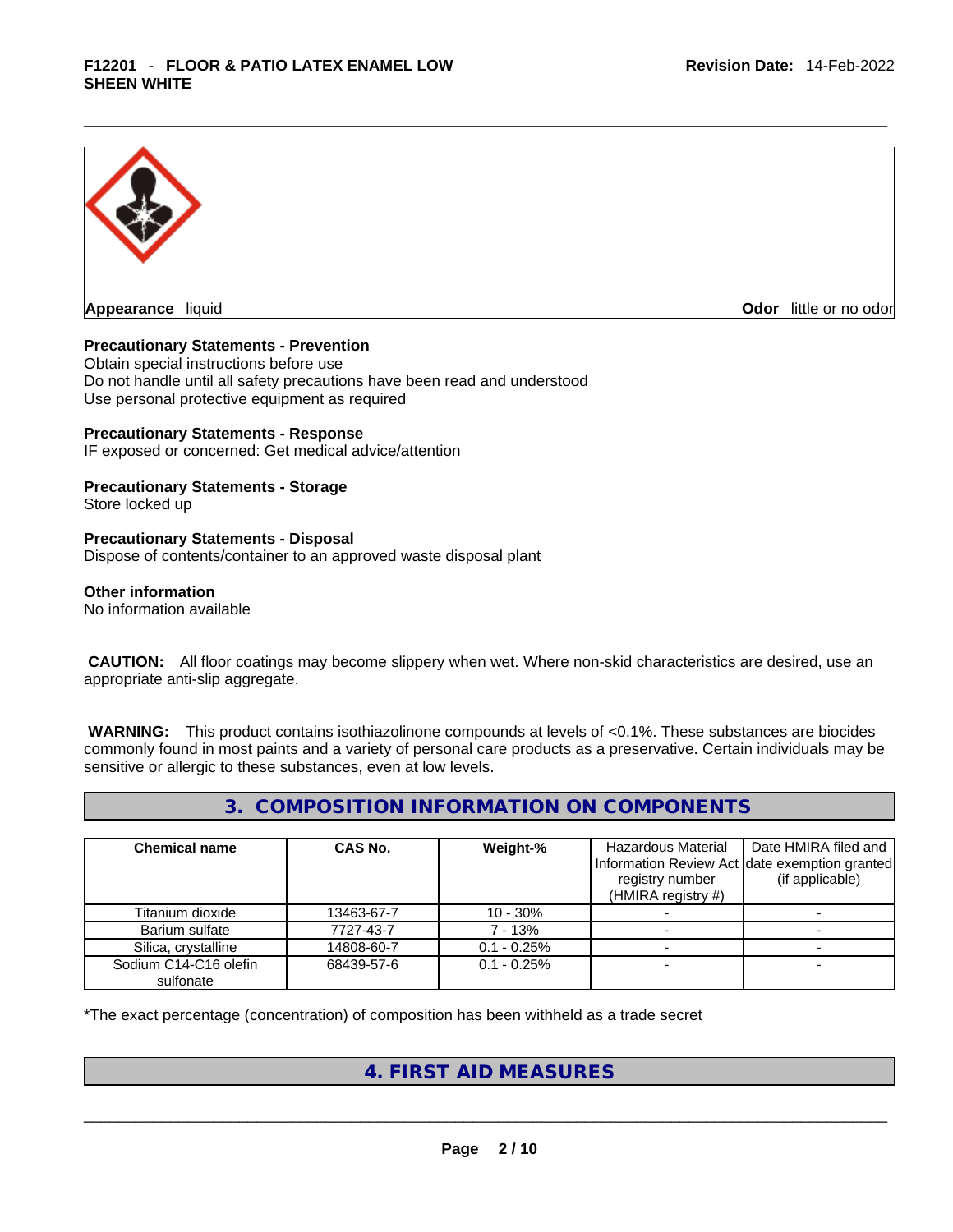**Appearance** liquid **Odor** little or no odor

**Precautionary Statements - Prevention**
Obtain special instructions before use
Do not handle until all safety precautions have been read and understood
Use personal protective equipment as required

**Precautionary Statements - Response**
IF exposed or concerned: Get medical advice/attention

**Precautionary Statements - Storage**
Store locked up

**Precautionary Statements - Disposal**
Dispose of contents/container to an approved waste disposal plant

**Other information**
No information available

**CAUTION:** All floor coatings may become slippery when wet. Where non-skid characteristics are desired, use an appropriate anti-slip aggregate.

**WARNING:** This product contains isothiazolinone compounds at levels of <0.1%. These substances are biocides commonly found in most paints and a variety of personal care products as a preservative. Certain individuals may be sensitive or allergic to these substances, even at low levels.

## 3. COMPOSITION INFORMATION ON COMPONENTS

| Chemical name | CAS No. | Weight-% | Hazardous Material Information Review Act registry number (HMIRA registry #) | Date HMIRA filed and date exemption granted (if applicable) |
|---|---|---|---|---|
| Titanium dioxide | 13463-67-7 | 10 - 30% | - | - |
| Barium sulfate | 7727-43-7 | 7 - 13% | - | - |
| Silica, crystalline | 14808-60-7 | 0.1 - 0.25% | - | - |
| Sodium C14-C16 olefin sulfonate | 68439-57-6 | 0.1 - 0.25% | - | - |

*The exact percentage (concentration) of composition has been withheld as a trade secret

## 4. FIRST AID MEASURES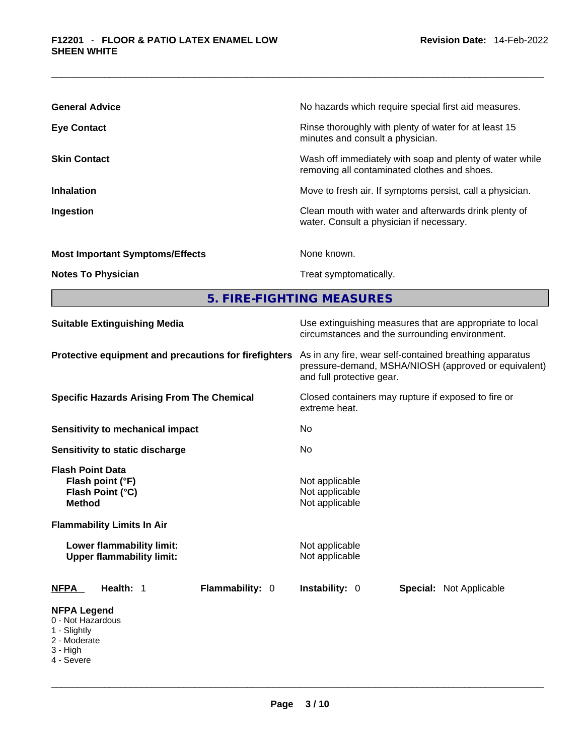**General Advice** No hazards which require special first aid measures.

**Eye Contact** Rinse thoroughly with plenty of water for at least 15 minutes and consult a physician.

**Skin Contact** Wash off immediately with soap and plenty of water while removing all contaminated clothes and shoes.

**Inhalation** Move to fresh air. If symptoms persist, call a physician.

**Ingestion** Clean mouth with water and afterwards drink plenty of water. Consult a physician if necessary.

**Most Important Symptoms/Effects** None known.

**Notes To Physician** Treat symptomatically.

## 5. FIRE-FIGHTING MEASURES

**Suitable Extinguishing Media** Use extinguishing measures that are appropriate to local circumstances and the surrounding environment.

**Protective equipment and precautions for firefighters** As in any fire, wear self-contained breathing apparatus pressure-demand, MSHA/NIOSH (approved or equivalent) and full protective gear.

**Specific Hazards Arising From The Chemical** Closed containers may rupture if exposed to fire or extreme heat.

**Sensitivity to mechanical impact** No

**Sensitivity to static discharge** No

**Flash Point Data**
**Flash point (°F)** Not applicable
**Flash Point (°C)** Not applicable
**Method** Not applicable

**Flammability Limits In Air**

**Lower flammability limit:** Not applicable
**Upper flammability limit:** Not applicable

**NFPA** **Health:** 1 **Flammability:** 0 **Instability:** 0 **Special:** Not Applicable

**NFPA Legend**
0 - Not Hazardous
1 - Slightly
2 - Moderate
3 - High
4 - Severe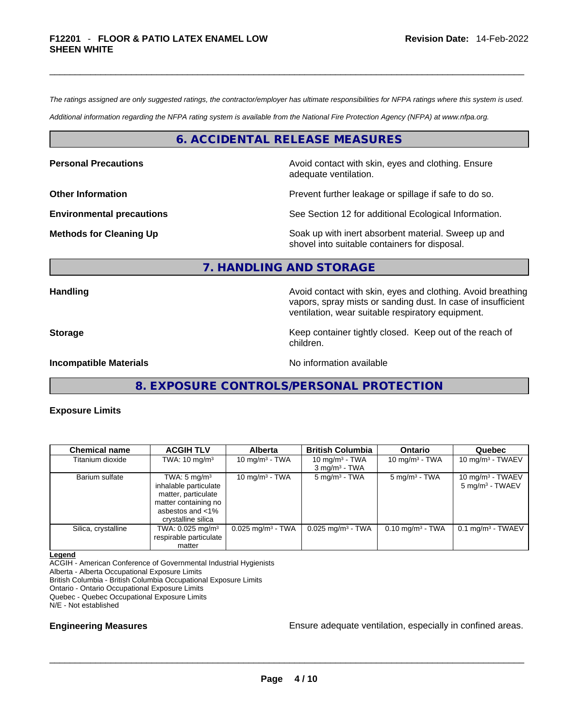*The ratings assigned are only suggested ratings, the contractor/employer has ultimate responsibilities for NFPA ratings where this system is used.*

*Additional information regarding the NFPA rating system is available from the National Fire Protection Agency (NFPA) at www.nfpa.org.*

## 6. ACCIDENTAL RELEASE MEASURES

**Personal Precautions** — Avoid contact with skin, eyes and clothing. Ensure adequate ventilation.

**Other Information** — Prevent further leakage or spillage if safe to do so.

**Environmental precautions** — See Section 12 for additional Ecological Information.

**Methods for Cleaning Up** — Soak up with inert absorbent material. Sweep up and shovel into suitable containers for disposal.

## 7. HANDLING AND STORAGE

**Handling** — Avoid contact with skin, eyes and clothing. Avoid breathing vapors, spray mists or sanding dust. In case of insufficient ventilation, wear suitable respiratory equipment.

**Storage** — Keep container tightly closed. Keep out of the reach of children.

**Incompatible Materials** — No information available

## 8. EXPOSURE CONTROLS/PERSONAL PROTECTION

### Exposure Limits

| Chemical name | ACGIH TLV | Alberta | British Columbia | Ontario | Quebec |
|---|---|---|---|---|---|
| Titanium dioxide | TWA: 10 mg/m³ | 10 mg/m³ - TWA | 10 mg/m³ - TWA<br>3 mg/m³ - TWA | 10 mg/m³ - TWA | 10 mg/m³ - TWAEV |
| Barium sulfate | TWA: 5 mg/m³ inhalable particulate matter, particulate matter containing no asbestos and <1% crystalline silica | 10 mg/m³ - TWA | 5 mg/m³ - TWA | 5 mg/m³ - TWA | 10 mg/m³ - TWAEV<br>5 mg/m³ - TWAEV |
| Silica, crystalline | TWA: 0.025 mg/m³ respirable particulate matter | 0.025 mg/m³ - TWA | 0.025 mg/m³ - TWA | 0.10 mg/m³ - TWA | 0.1 mg/m³ - TWAEV |

**Legend**
ACGIH - American Conference of Governmental Industrial Hygienists
Alberta - Alberta Occupational Exposure Limits
British Columbia - British Columbia Occupational Exposure Limits
Ontario - Ontario Occupational Exposure Limits
Quebec - Quebec Occupational Exposure Limits
N/E - Not established

**Engineering Measures** — Ensure adequate ventilation, especially in confined areas.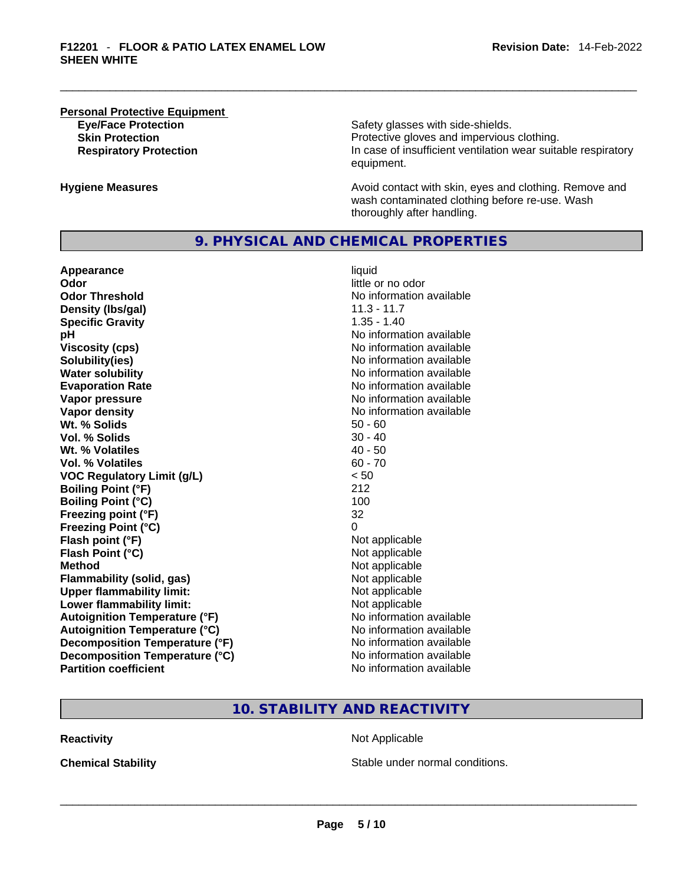**Personal Protective Equipment**

| | |
|---|---|
| **Eye/Face Protection** | Safety glasses with side-shields. |
| **Skin Protection** | Protective gloves and impervious clothing. |
| **Respiratory Protection** | In case of insufficient ventilation wear suitable respiratory equipment. |

| | |
|---|---|
| **Hygiene Measures** | Avoid contact with skin, eyes and clothing. Remove and wash contaminated clothing before re-use. Wash thoroughly after handling. |

## 9. PHYSICAL AND CHEMICAL PROPERTIES

| | |
|---|---|
| **Appearance** | liquid |
| **Odor** | little or no odor |
| **Odor Threshold** | No information available |
| **Density (lbs/gal)** | 11.3 - 11.7 |
| **Specific Gravity** | 1.35 - 1.40 |
| **pH** | No information available |
| **Viscosity (cps)** | No information available |
| **Solubility(ies)** | No information available |
| **Water solubility** | No information available |
| **Evaporation Rate** | No information available |
| **Vapor pressure** | No information available |
| **Vapor density** | No information available |
| **Wt. % Solids** | 50 - 60 |
| **Vol. % Solids** | 30 - 40 |
| **Wt. % Volatiles** | 40 - 50 |
| **Vol. % Volatiles** | 60 - 70 |
| **VOC Regulatory Limit (g/L)** | < 50 |
| **Boiling Point (°F)** | 212 |
| **Boiling Point (°C)** | 100 |
| **Freezing point (°F)** | 32 |
| **Freezing Point (°C)** | 0 |
| **Flash point (°F)** | Not applicable |
| **Flash Point (°C)** | Not applicable |
| **Method** | Not applicable |
| **Flammability (solid, gas)** | Not applicable |
| **Upper flammability limit:** | Not applicable |
| **Lower flammability limit:** | Not applicable |
| **Autoignition Temperature (°F)** | No information available |
| **Autoignition Temperature (°C)** | No information available |
| **Decomposition Temperature (°F)** | No information available |
| **Decomposition Temperature (°C)** | No information available |
| **Partition coefficient** | No information available |

## 10. STABILITY AND REACTIVITY

| | |
|---|---|
| **Reactivity** | Not Applicable |
| **Chemical Stability** | Stable under normal conditions. |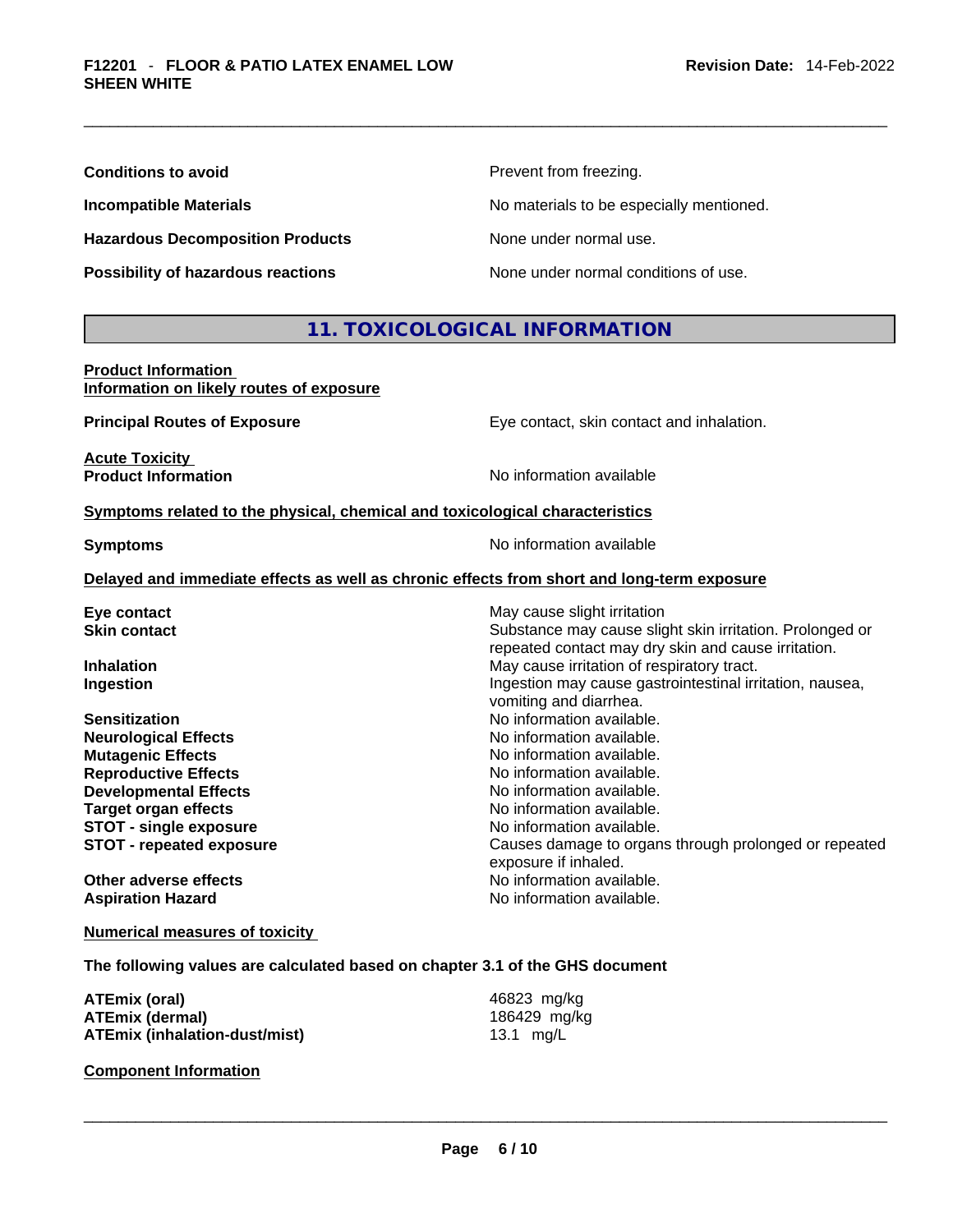| | |
|---|---|
| **Conditions to avoid** | Prevent from freezing. |
| **Incompatible Materials** | No materials to be especially mentioned. |
| **Hazardous Decomposition Products** | None under normal use. |
| **Possibility of hazardous reactions** | None under normal conditions of use. |

## 11. TOXICOLOGICAL INFORMATION

**Product Information**
**Information on likely routes of exposure**

| | |
|---|---|
| **Principal Routes of Exposure** | Eye contact, skin contact and inhalation. |

**Acute Toxicity**

| | |
|---|---|
| **Product Information** | No information available |

**Symptoms related to the physical, chemical and toxicological characteristics**

| | |
|---|---|
| **Symptoms** | No information available |

**Delayed and immediate effects as well as chronic effects from short and long-term exposure**

| | |
|---|---|
| **Eye contact** | May cause slight irritation |
| **Skin contact** | Substance may cause slight skin irritation. Prolonged or repeated contact may dry skin and cause irritation. |
| **Inhalation** | May cause irritation of respiratory tract. |
| **Ingestion** | Ingestion may cause gastrointestinal irritation, nausea, vomiting and diarrhea. |
| **Sensitization** | No information available. |
| **Neurological Effects** | No information available. |
| **Mutagenic Effects** | No information available. |
| **Reproductive Effects** | No information available. |
| **Developmental Effects** | No information available. |
| **Target organ effects** | No information available. |
| **STOT - single exposure** | No information available. |
| **STOT - repeated exposure** | Causes damage to organs through prolonged or repeated exposure if inhaled. |
| **Other adverse effects** | No information available. |
| **Aspiration Hazard** | No information available. |

**Numerical measures of toxicity**

**The following values are calculated based on chapter 3.1 of the GHS document**

| | |
|---|---|
| **ATEmix (oral)** | 46823 mg/kg |
| **ATEmix (dermal)** | 186429 mg/kg |
| **ATEmix (inhalation-dust/mist)** | 13.1 mg/L |

**Component Information**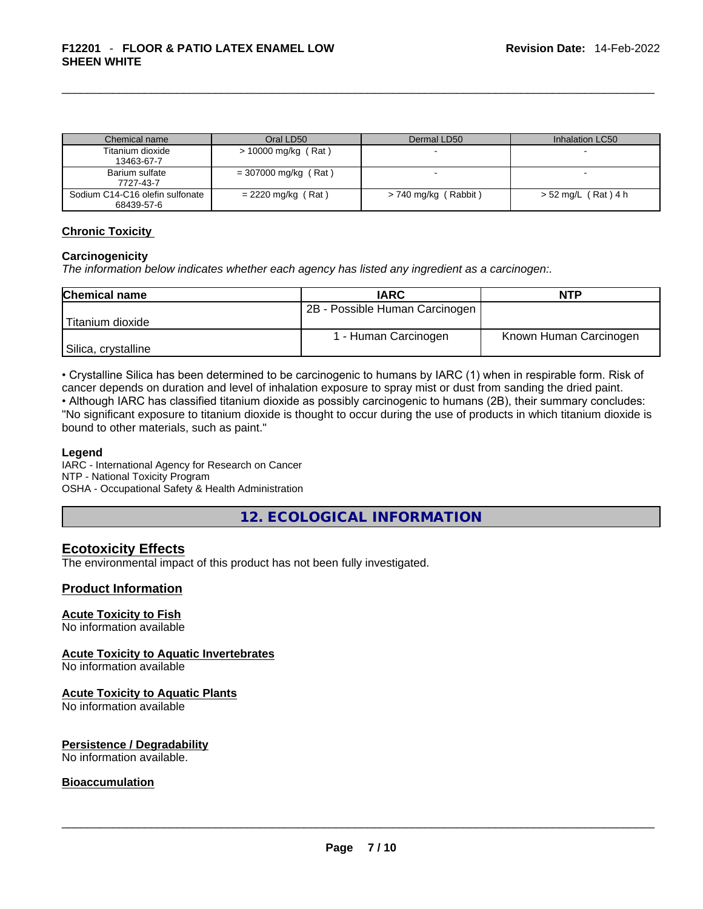| Chemical name | Oral LD50 | Dermal LD50 | Inhalation LC50 |
|---|---|---|---|
| Titanium dioxide 13463-67-7 | > 10000 mg/kg ( Rat ) | - | - |
| Barium sulfate 7727-43-7 | = 307000 mg/kg ( Rat ) | - | - |
| Sodium C14-C16 olefin sulfonate 68439-57-6 | = 2220 mg/kg ( Rat ) | > 740 mg/kg ( Rabbit ) | > 52 mg/L ( Rat ) 4 h |

## Chronic Toxicity

### Carcinogenicity

*The information below indicates whether each agency has listed any ingredient as a carcinogen:.*

| Chemical name | IARC | NTP |
|---|---|---|
| Titanium dioxide | 2B - Possible Human Carcinogen | |
| Silica, crystalline | 1 - Human Carcinogen | Known Human Carcinogen |

• Crystalline Silica has been determined to be carcinogenic to humans by IARC (1) when in respirable form. Risk of cancer depends on duration and level of inhalation exposure to spray mist or dust from sanding the dried paint.
• Although IARC has classified titanium dioxide as possibly carcinogenic to humans (2B), their summary concludes: "No significant exposure to titanium dioxide is thought to occur during the use of products in which titanium dioxide is bound to other materials, such as paint."

**Legend**
IARC - International Agency for Research on Cancer
NTP - National Toxicity Program
OSHA - Occupational Safety & Health Administration

# 12. ECOLOGICAL INFORMATION

## Ecotoxicity Effects

The environmental impact of this product has not been fully investigated.

## Product Information

### Acute Toxicity to Fish

No information available

### Acute Toxicity to Aquatic Invertebrates

No information available

### Acute Toxicity to Aquatic Plants

No information available

### Persistence / Degradability

No information available.

### Bioaccumulation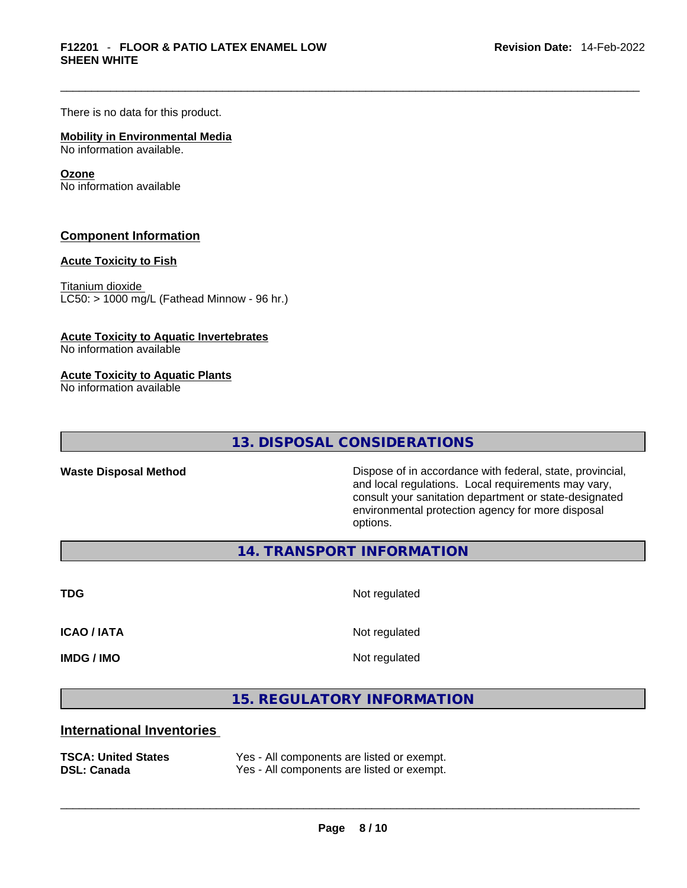There is no data for this product.

**Mobility in Environmental Media**
No information available.

**Ozone**
No information available

## Component Information

**Acute Toxicity to Fish**

Titanium dioxide
LC50: > 1000 mg/L (Fathead Minnow - 96 hr.)

**Acute Toxicity to Aquatic Invertebrates**
No information available

**Acute Toxicity to Aquatic Plants**
No information available

## 13. DISPOSAL CONSIDERATIONS

| | |
|---|---|
| **Waste Disposal Method** | Dispose of in accordance with federal, state, provincial, and local regulations. Local requirements may vary, consult your sanitation department or state-designated environmental protection agency for more disposal options. |

## 14. TRANSPORT INFORMATION

| | |
|---|---|
| **TDG** | Not regulated |
| **ICAO / IATA** | Not regulated |
| **IMDG / IMO** | Not regulated |

## 15. REGULATORY INFORMATION

### International Inventories

| | |
|---|---|
| **TSCA: United States** | Yes - All components are listed or exempt. |
| **DSL: Canada** | Yes - All components are listed or exempt. |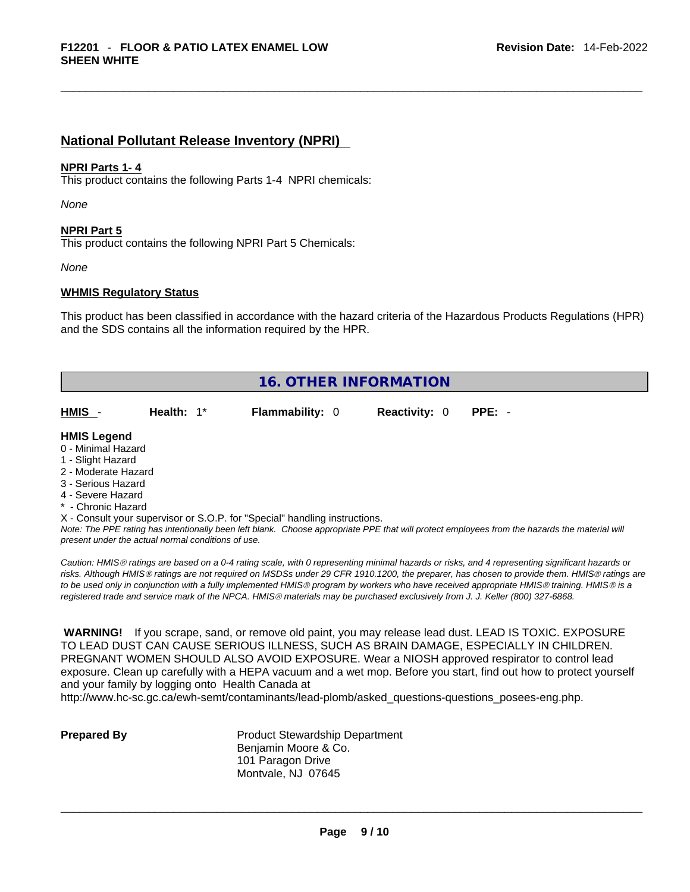## National Pollutant Release Inventory (NPRI)

**NPRI Parts 1- 4**
This product contains the following Parts 1-4 NPRI chemicals:

*None*

**NPRI Part 5**
This product contains the following NPRI Part 5 Chemicals:

*None*

**WHMIS Regulatory Status**

This product has been classified in accordance with the hazard criteria of the Hazardous Products Regulations (HPR) and the SDS contains all the information required by the HPR.

## 16. OTHER INFORMATION

| HMIS - | Health: 1* | Flammability: 0 | Reactivity: 0 | PPE: - |
|---|---|---|---|---|

**HMIS Legend**
0 - Minimal Hazard
1 - Slight Hazard
2 - Moderate Hazard
3 - Serious Hazard
4 - Severe Hazard
* - Chronic Hazard
X - Consult your supervisor or S.O.P. for "Special" handling instructions.

*Note: The PPE rating has intentionally been left blank. Choose appropriate PPE that will protect employees from the hazards the material will present under the actual normal conditions of use.*

*Caution: HMIS® ratings are based on a 0-4 rating scale, with 0 representing minimal hazards or risks, and 4 representing significant hazards or risks. Although HMIS® ratings are not required on MSDSs under 29 CFR 1910.1200, the preparer, has chosen to provide them. HMIS® ratings are to be used only in conjunction with a fully implemented HMIS® program by workers who have received appropriate HMIS® training. HMIS® is a registered trade and service mark of the NPCA. HMIS® materials may be purchased exclusively from J. J. Keller (800) 327-6868.*

**WARNING!** If you scrape, sand, or remove old paint, you may release lead dust. LEAD IS TOXIC. EXPOSURE TO LEAD DUST CAN CAUSE SERIOUS ILLNESS, SUCH AS BRAIN DAMAGE, ESPECIALLY IN CHILDREN. PREGNANT WOMEN SHOULD ALSO AVOID EXPOSURE. Wear a NIOSH approved respirator to control lead exposure. Clean up carefully with a HEPA vacuum and a wet mop. Before you start, find out how to protect yourself and your family by logging onto Health Canada at http://www.hc-sc.gc.ca/ewh-semt/contaminants/lead-plomb/asked_questions-questions_posees-eng.php.

**Prepared By**

Product Stewardship Department
Benjamin Moore & Co.
101 Paragon Drive
Montvale, NJ 07645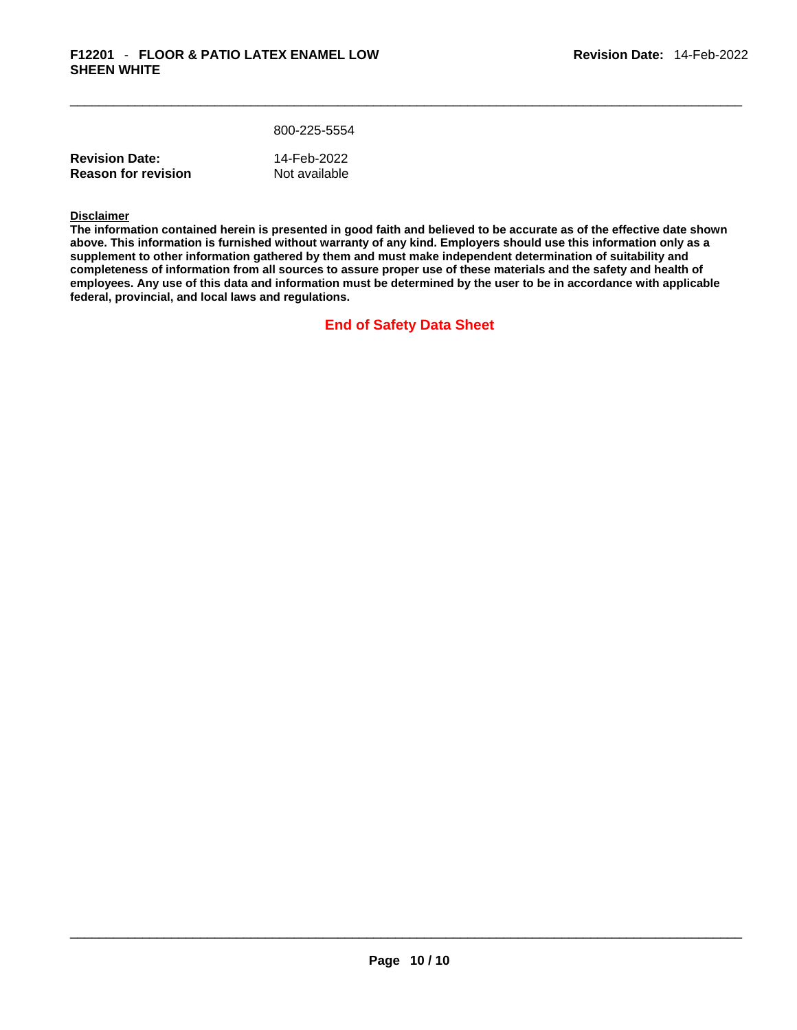800-225-5554

| | |
|---|---|
| **Revision Date:** | 14-Feb-2022 |
| **Reason for revision** | Not available |

**Disclaimer**

**The information contained herein is presented in good faith and believed to be accurate as of the effective date shown above. This information is furnished without warranty of any kind. Employers should use this information only as a supplement to other information gathered by them and must make independent determination of suitability and completeness of information from all sources to assure proper use of these materials and the safety and health of employees. Any use of this data and information must be determined by the user to be in accordance with applicable federal, provincial, and local laws and regulations.**

**End of Safety Data Sheet**